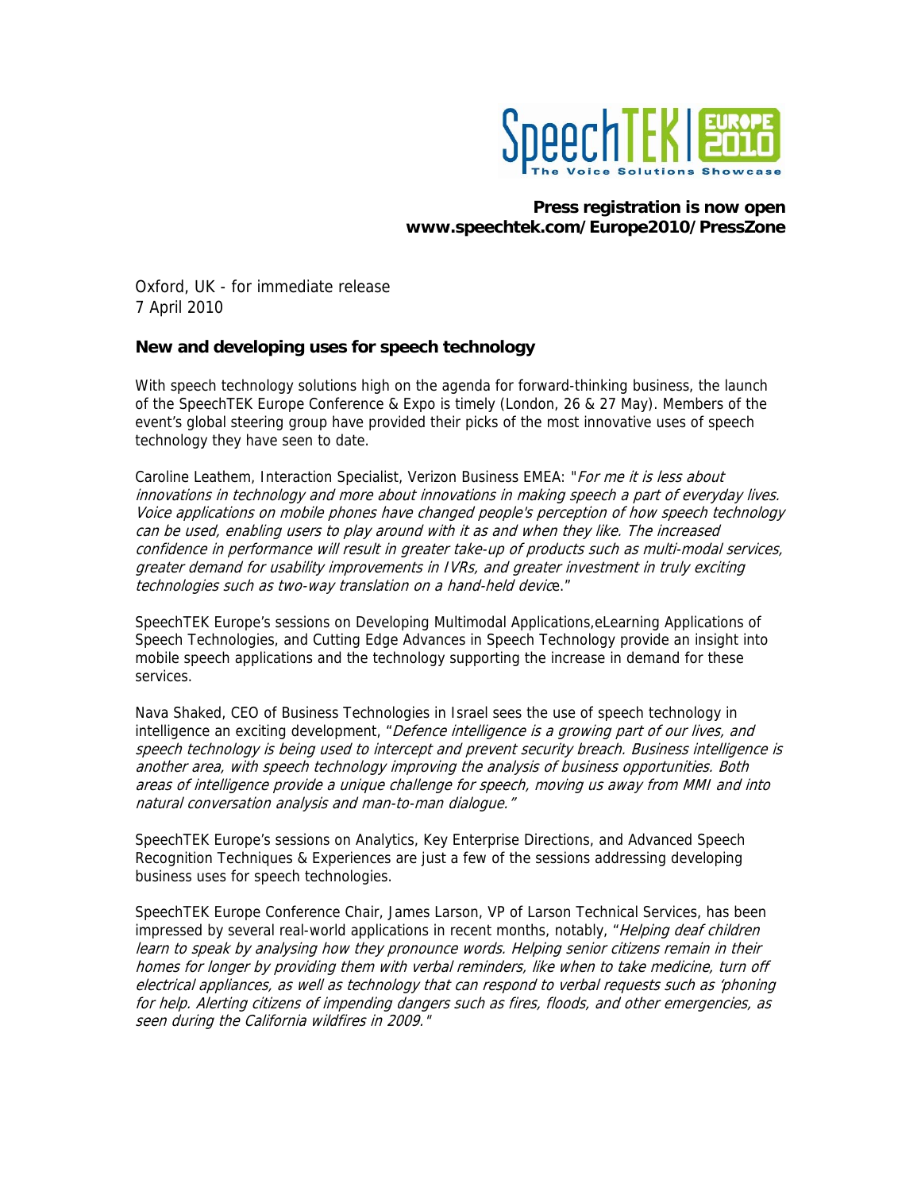SpeechTEK | EUROPE 2010
The Voice Solutions Showcase

**Press registration is now open**
**www.speechtek.com/Europe2010/PressZone**

Oxford, UK - for immediate release
7 April 2010

### New and developing uses for speech technology

With speech technology solutions high on the agenda for forward-thinking business, the launch of the SpeechTEK Europe Conference & Expo is timely (London, 26 & 27 May). Members of the event's global steering group have provided their picks of the most innovative uses of speech technology they have seen to date.

Caroline Leathem, Interaction Specialist, Verizon Business EMEA: "*For me it is less about innovations in technology and more about innovations in making speech a part of everyday lives. Voice applications on mobile phones have changed people's perception of how speech technology can be used, enabling users to play around with it as and when they like. The increased confidence in performance will result in greater take-up of products such as multi-modal services, greater demand for usability improvements in IVRs, and greater investment in truly exciting technologies such as two-way translation on a hand-held device*."

SpeechTEK Europe's sessions on Developing Multimodal Applications,eLearning Applications of Speech Technologies, and Cutting Edge Advances in Speech Technology provide an insight into mobile speech applications and the technology supporting the increase in demand for these services.

Nava Shaked, CEO of Business Technologies in Israel sees the use of speech technology in intelligence an exciting development, "*Defence intelligence is a growing part of our lives, and speech technology is being used to intercept and prevent security breach. Business intelligence is another area, with speech technology improving the analysis of business opportunities. Both areas of intelligence provide a unique challenge for speech, moving us away from MMI and into natural conversation analysis and man-to-man dialogue.*"

SpeechTEK Europe's sessions on Analytics, Key Enterprise Directions, and Advanced Speech Recognition Techniques & Experiences are just a few of the sessions addressing developing business uses for speech technologies.

SpeechTEK Europe Conference Chair, James Larson, VP of Larson Technical Services, has been impressed by several real-world applications in recent months, notably, "*Helping deaf children learn to speak by analysing how they pronounce words. Helping senior citizens remain in their homes for longer by providing them with verbal reminders, like when to take medicine, turn off electrical appliances, as well as technology that can respond to verbal requests such as 'phoning for help. Alerting citizens of impending dangers such as fires, floods, and other emergencies, as seen during the California wildfires in 2009.*"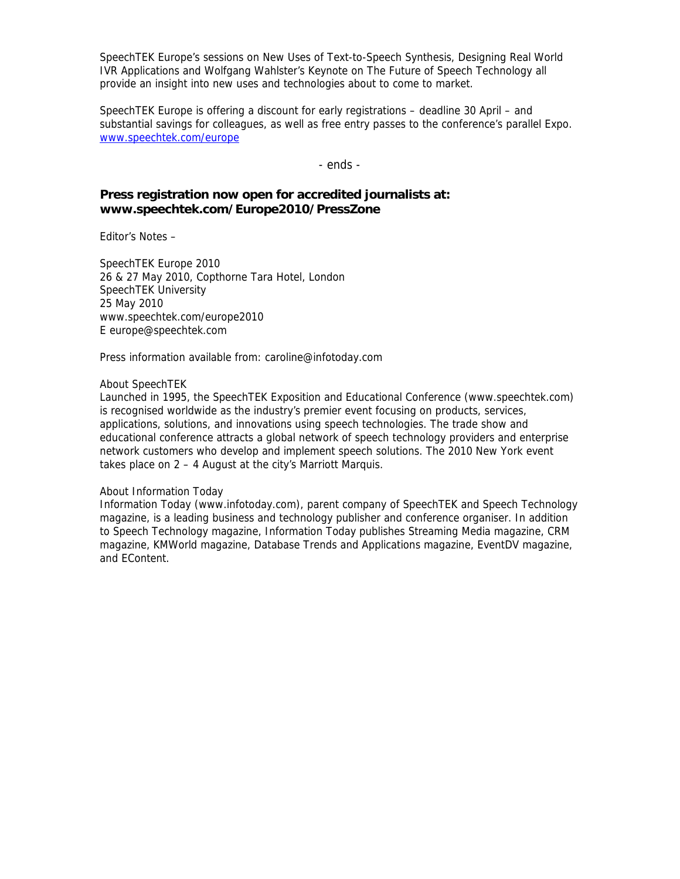SpeechTEK Europe's sessions on New Uses of Text-to-Speech Synthesis, Designing Real World IVR Applications and Wolfgang Wahlster's Keynote on The Future of Speech Technology all provide an insight into new uses and technologies about to come to market.

SpeechTEK Europe is offering a discount for early registrations – deadline 30 April – and substantial savings for colleagues, as well as free entry passes to the conference's parallel Expo. [www.speechtek.com/europe](http://www.speechtek.com/europe)

- ends -

**Press registration now open for accredited journalists at: www.speechtek.com/Europe2010/PressZone**

Editor's Notes –

SpeechTEK Europe 2010
26 & 27 May 2010, Copthorne Tara Hotel, London
SpeechTEK University
25 May 2010
www.speechtek.com/europe2010
E europe@speechtek.com

Press information available from: caroline@infotoday.com

About SpeechTEK
Launched in 1995, the SpeechTEK Exposition and Educational Conference (www.speechtek.com) is recognised worldwide as the industry's premier event focusing on products, services, applications, solutions, and innovations using speech technologies. The trade show and educational conference attracts a global network of speech technology providers and enterprise network customers who develop and implement speech solutions. The 2010 New York event takes place on 2 – 4 August at the city's Marriott Marquis.

About Information Today
Information Today (www.infotoday.com), parent company of SpeechTEK and Speech Technology magazine, is a leading business and technology publisher and conference organiser. In addition to Speech Technology magazine, Information Today publishes Streaming Media magazine, CRM magazine, KMWorld magazine, Database Trends and Applications magazine, EventDV magazine, and EContent.